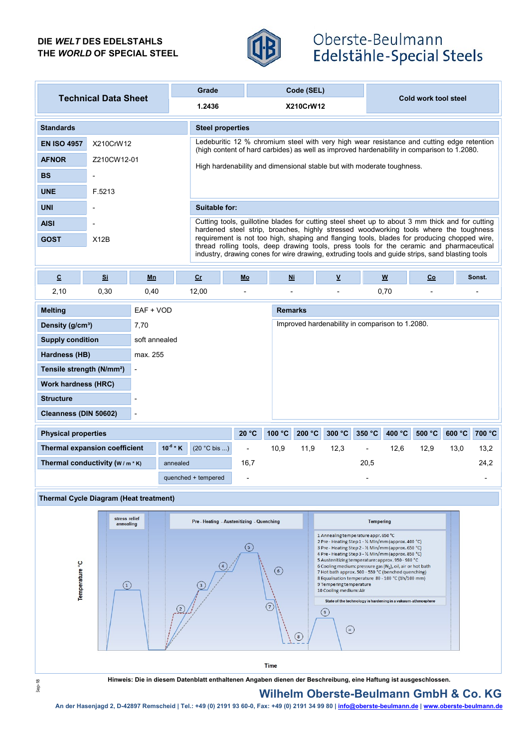DIE *WELT* DES EDELSTAHLS
THE *WORLD* OF SPECIAL STEEL

Oberste-Beulmann
Edelstähle-Special Steels

| Technical Data Sheet | Grade | Code (SEL) | Cold work tool steel |
|---|---|---|---|
| | 1.2436 | X210CrW12 | |

## Standards

| | |
|---|---|
| EN ISO 4957 | X210CrW12 |
| AFNOR | Z210CW12-01 |
| BS | - |
| UNE | F.5213 |
| UNI | - |
| AISI | - |
| GOST | X12B |

## Steel properties

Ledeburitic 12 % chromium steel with very high wear resistance and cutting edge retention (high content of hard carbides) as well as improved hardenability in comparison to 1.2080.

High hardenability and dimensional stable but with moderate toughness.

## Suitable for:

Cutting tools, guillotine blades for cutting steel sheet up to about 3 mm thick and for cutting hardened steel strip, broaches, highly stressed woodworking tools where the toughness requirement is not too high, shaping and flanging tools, blades for producing chopped wire, thread rolling tools, deep drawing tools, press tools for the ceramic and pharmaceutical industry, drawing cones for wire drawing, extruding tools and guide strips, sand blasting tools

| C | Si | Mn | Cr | Mo | Ni | V | W | Co | Sonst. |
|---|---|---|---|---|---|---|---|---|---|
| 2,10 | 0,30 | 0,40 | 12,00 | - | - | - | 0,70 | - | - |

| | |
|---|---|
| Melting | EAF + VOD |
| Density (g/cm³) | 7,70 |
| Supply condition | soft annealed |
| Hardness (HB) | max. 255 |
| Tensile strength (N/mm²) | - |
| Work hardness (HRC) | |
| Structure | - |
| Cleanness (DIN 50602) | - |

## Remarks

Improved hardenability in comparison to 1.2080.

| Physical properties | | | 20 °C | 100 °C | 200 °C | 300 °C | 350 °C | 400 °C | 500 °C | 600 °C | 700 °C |
|---|---|---|---|---|---|---|---|---|---|---|---|
| Thermal expansion coefficient | $10^{-6}$ * K | (20 °C bis ...) | - | 10,9 | 11,9 | 12,3 | - | 12,6 | 12,9 | 13,0 | 13,2 |
| Thermal conductivity (W / m * K) | annealed | | 16,7 | | | | 20,5 | | | | 24,2 |
| | quenched + tempered | | - | | | | - | | | | - |

## Thermal Cycle Diagram (Heat treatment)

stress relief annealing | Pre - Heating - Austenitizing - Quenching | Tempering

1 Annealing temperature appr. 650 °C
2 Pre - Heating Step 1 - ½ Min/mm (approx. 400 °C)
3 Pre - Heating Step 2 - ½ Min/mm (approx. 650 °C)
4 Pre - Heating Step 3 - ½ Min/mm (approx. 850 °C)
5 Austenitizing temperature: approx. 950 - 980 °C
6 Cooling medium: pressure gas ($N_2$), oil, air or hot bath
7 Hot bath approx. 500 - 550 °C (benched quenching)
8 Equalisation temperature 80 - 100 °C (1h/100 mm)
9 Tempering temperature
10 Cooling medium: Air

State of the technology is hardening in a vakuum-athmosphere

Temperature °C — Time

**Hinweis: Die in diesem Datenblatt enthaltenen Angaben dienen der Beschreibung, eine Haftung ist ausgeschlossen.**

Sep-18

**Wilhelm Oberste-Beulmann GmbH & Co. KG**

An der Hasenjagd 2, D-42897 Remscheid | Tel.: +49 (0) 2191 93 60-0, Fax: +49 (0) 2191 34 99 80 | info@oberste-beulmann.de | www.oberste-beulmann.de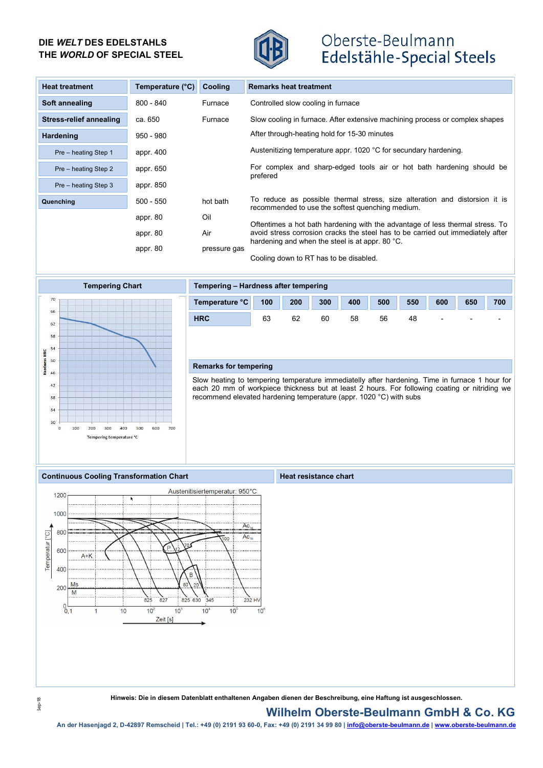DIE *WELT* DES EDELSTAHLS
THE *WORLD* OF SPECIAL STEEL

Oberste-Beulmann
Edelstähle-Special Steels

| Heat treatment | Temperature (°C) | Cooling | Remarks heat treatment |
|---|---|---|---|
| **Soft annealing** | 800 - 840 | Furnace | Controlled slow cooling in furnace |
| **Stress-relief annealing** | ca. 650 | Furnace | Slow cooling in furnace. After extensive machining process or complex shapes |
| **Hardening** | 950 - 980 | | After through-heating hold for 15-30 minutes |
| Pre – heating Step 1 | appr. 400 | | Austenitizing temperature appr. 1020 °C for secundary hardening. |
| Pre – heating Step 2 | appr. 650 | | For complex and sharp-edged tools air or hot bath hardening should be prefered |
| Pre – heating Step 3 | appr. 850 | | |
| **Quenching** | 500 - 550 | hot bath | To reduce as possible thermal stress, size alteration and distorsion it is recommended to use the softest quenching medium. |
| | appr. 80 | Oil | Oftentimes a hot bath hardening with the advantage of less thermal stress. To avoid stress corrosion cracks the steel has to be carried out immediately after hardening and when the steel is at appr. 80 °C. |
| | appr. 80 | Air | |
| | appr. 80 | pressure gas | Cooling down to RT has to be disabled. |

## Tempering Chart

## Tempering – Hardness after tempering

| Temperature °C | 100 | 200 | 300 | 400 | 500 | 550 | 600 | 650 | 700 |
|---|---|---|---|---|---|---|---|---|---|
| HRC | 63 | 62 | 60 | 58 | 56 | 48 | - | - | - |

### Remarks for tempering

Slow heating to tempering temperature immediatelly after hardening. Time in furnace 1 hour for each 20 mm of workpiece thickness but at least 2 hours. For following coating or nitriding we recommend elevated hardening temperature (appr. 1020 °C) with subs

## Continuous Cooling Transformation Chart

## Heat resistance chart

**Hinweis: Die in diesem Datenblatt enthaltenen Angaben dienen der Beschreibung, eine Haftung ist ausgeschlossen.**

**Wilhelm Oberste-Beulmann GmbH & Co. KG**

An der Hasenjagd 2, D-42897 Remscheid | Tel.: +49 (0) 2191 93 60-0, Fax: +49 (0) 2191 34 99 80 | info@oberste-beulmann.de | www.oberste-beulmann.de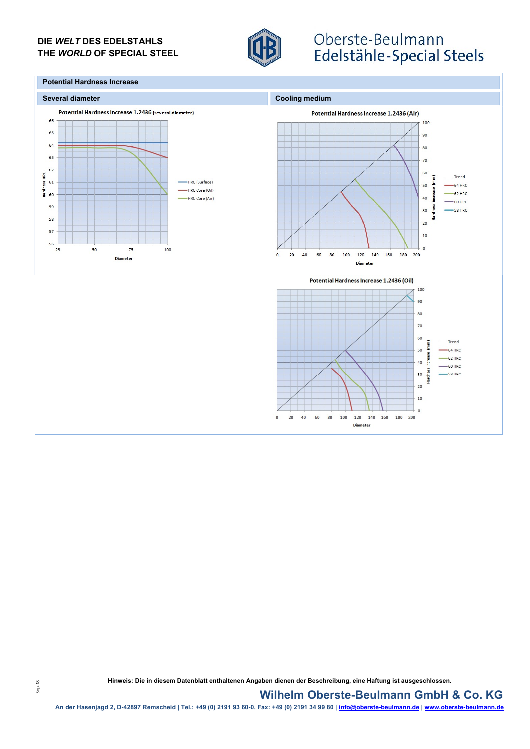## Potential Hardness Increase

### Several diameter

Potential Hardness Increase 1.2436 (several diameter)

Hardness HRC

66
65
64
63
62
61
60
59
58
57
56

25
50
75
100

Diameter

HRC (Surface)
HRC Core (Oil)
HRC Core (Air)

### Cooling medium

Potential Hardness Increase 1.2436 (Air)

0
20
40
60
80
100
120
140
160
180
200

Diameter

100
90
80
70
60
50
40
30
20
10
0

Hardness increase (mm)

Trend
64 HRC
62 HRC
60 HRC
58 HRC

Potential Hardness Increase 1.2436 (Oil)

0
20
40
60
80
100
120
140
160
180
200

Diameter

100
90
80
70
60
50
40
30
20
10
0

Hardness increase (mm)

Trend
64 HRC
62 HRC
60 HRC
58 HRC

Sep-18

**Hinweis: Die in diesem Datenblatt enthaltenen Angaben dienen der Beschreibung, eine Haftung ist ausgeschlossen.**

**Wilhelm Oberste-Beulmann GmbH & Co. KG**

**An der Hasenjagd 2, D-42897 Remscheid | Tel.: +49 (0) 2191 93 60-0, Fax: +49 (0) 2191 34 99 80 | info@oberste-beulmann.de | www.oberste-beulmann.de**